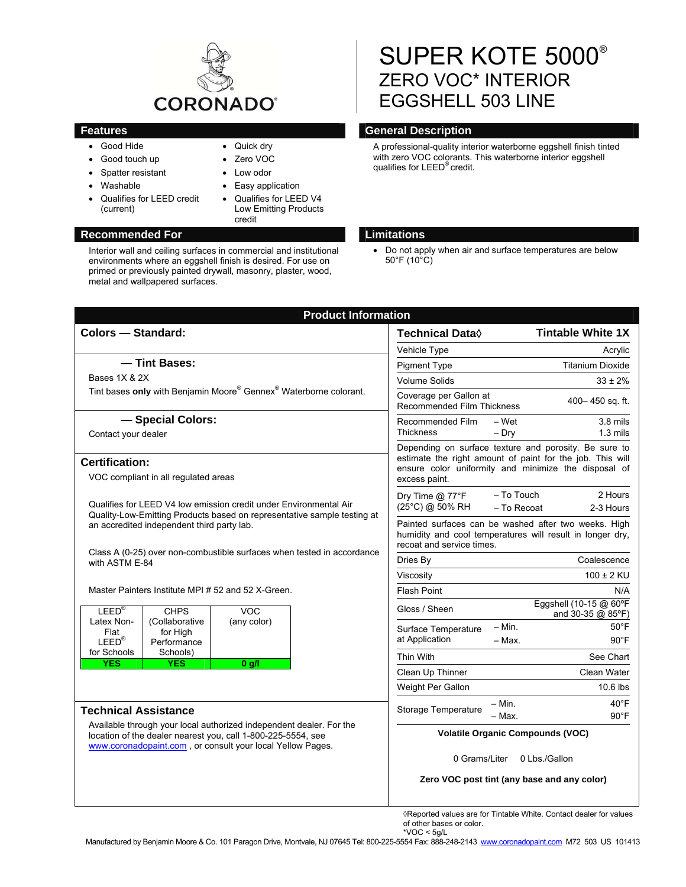CORONADO®

# SUPER KOTE 5000®
## ZERO VOC* INTERIOR EGGSHELL 503 LINE

## Features

- Good Hide
- Good touch up
- Spatter resistant
- Washable
- Qualifies for LEED credit (current)
- Quick dry
- Zero VOC
- Low odor
- Easy application
- Qualifies for LEED V4 Low Emitting Products credit

## General Description

A professional-quality interior waterborne eggshell finish tinted with zero VOC colorants. This waterborne interior eggshell qualifies for LEED® credit.

## Recommended For

Interior wall and ceiling surfaces in commercial and institutional environments where an eggshell finish is desired. For use on primed or previously painted drywall, masonry, plaster, wood, metal and wallpapered surfaces.

## Limitations

- Do not apply when air and surface temperatures are below 50°F (10°C)

## Product Information

### Colors — Standard:

### — Tint Bases:

Bases 1X & 2X

Tint bases **only** with Benjamin Moore® Gennex® Waterborne colorant.

### — Special Colors:

Contact your dealer

### Certification:

VOC compliant in all regulated areas

Qualifies for LEED V4 low emission credit under Environmental Air Quality-Low-Emitting Products based on representative sample testing at an accredited independent third party lab.

Class A (0-25) over non-combustible surfaces when tested in accordance with ASTM E-84

Master Painters Institute MPI # 52 and 52 X-Green.

| LEED® Latex Non-Flat LEED® for Schools | CHPS (Collaborative for High Performance Schools) | VOC (any color) |
|---|---|---|
| **YES** | **YES** | **0 g/l** |

### Technical Assistance

Available through your local authorized independent dealer. For the location of the dealer nearest you, call 1-800-225-5554, see www.coronadopaint.com , or consult your local Yellow Pages.

| Technical Data◊ | | Tintable White 1X |
|---|---|---|
| Vehicle Type | | Acrylic |
| Pigment Type | | Titanium Dioxide |
| Volume Solids | | 33 ± 2% |
| Coverage per Gallon at Recommended Film Thickness | | 400– 450 sq. ft. |
| Recommended Film Thickness | – Wet | 3.8 mils |
| | – Dry | 1.3 mils |
| Depending on surface texture and porosity. Be sure to estimate the right amount of paint for the job. This will ensure color uniformity and minimize the disposal of excess paint. | | |
| Dry Time @ 77°F (25°C) @ 50% RH | – To Touch | 2 Hours |
| | – To Recoat | 2-3 Hours |
| Painted surfaces can be washed after two weeks. High humidity and cool temperatures will result in longer dry, recoat and service times. | | |
| Dries By | | Coalescence |
| Viscosity | | 100 ± 2 KU |
| Flash Point | | N/A |
| Gloss / Sheen | | Eggshell (10-15 @ 60ºF and 30-35 @ 85ºF) |
| Surface Temperature at Application | – Min. | 50°F |
| | – Max. | 90°F |
| Thin With | | See Chart |
| Clean Up Thinner | | Clean Water |
| Weight Per Gallon | | 10.6 lbs |
| Storage Temperature | – Min. | 40°F |
| | – Max. | 90°F |

**Volatile Organic Compounds (VOC)**

0 Grams/Liter 0 Lbs./Gallon

**Zero VOC post tint (any base and any color)**

◊Reported values are for Tintable White. Contact dealer for values of other bases or color.
*VOC < 5g/L

Manufactured by Benjamin Moore & Co. 101 Paragon Drive, Montvale, NJ 07645 Tel: 800-225-5554 Fax: 888-248-2143 www.coronadopaint.com M72 503 US 101413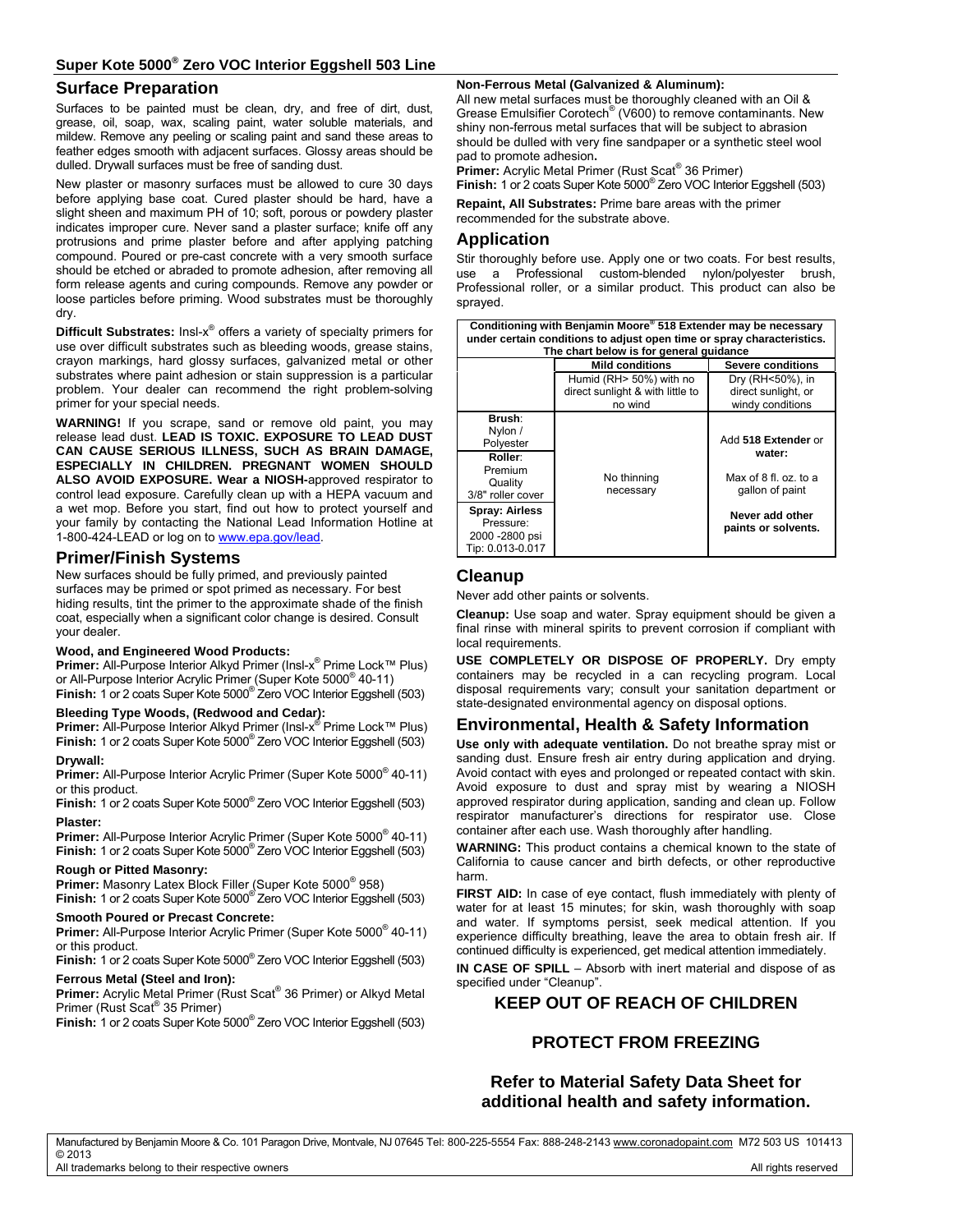## Super Kote 5000® Zero VOC Interior Eggshell 503 Line

## Surface Preparation

Surfaces to be painted must be clean, dry, and free of dirt, dust, grease, oil, soap, wax, scaling paint, water soluble materials, and mildew. Remove any peeling or scaling paint and sand these areas to feather edges smooth with adjacent surfaces. Glossy areas should be dulled. Drywall surfaces must be free of sanding dust.

New plaster or masonry surfaces must be allowed to cure 30 days before applying base coat. Cured plaster should be hard, have a slight sheen and maximum PH of 10; soft, porous or powdery plaster indicates improper cure. Never sand a plaster surface; knife off any protrusions and prime plaster before and after applying patching compound. Poured or pre-cast concrete with a very smooth surface should be etched or abraded to promote adhesion, after removing all form release agents and curing compounds. Remove any powder or loose particles before priming. Wood substrates must be thoroughly dry.

**Difficult Substrates:** Insl-x® offers a variety of specialty primers for use over difficult substrates such as bleeding woods, grease stains, crayon markings, hard glossy surfaces, galvanized metal or other substrates where paint adhesion or stain suppression is a particular problem. Your dealer can recommend the right problem-solving primer for your special needs.

**WARNING!** If you scrape, sand or remove old paint, you may release lead dust. **LEAD IS TOXIC. EXPOSURE TO LEAD DUST CAN CAUSE SERIOUS ILLNESS, SUCH AS BRAIN DAMAGE, ESPECIALLY IN CHILDREN. PREGNANT WOMEN SHOULD ALSO AVOID EXPOSURE. Wear a NIOSH-**approved respirator to control lead exposure. Carefully clean up with a HEPA vacuum and a wet mop. Before you start, find out how to protect yourself and your family by contacting the National Lead Information Hotline at 1-800-424-LEAD or log on to www.epa.gov/lead.

## Primer/Finish Systems

New surfaces should be fully primed, and previously painted surfaces may be primed or spot primed as necessary. For best hiding results, tint the primer to the approximate shade of the finish coat, especially when a significant color change is desired. Consult your dealer.

**Wood, and Engineered Wood Products:**
**Primer:** All-Purpose Interior Alkyd Primer (Insl-x® Prime Lock™ Plus) or All-Purpose Interior Acrylic Primer (Super Kote 5000® 40-11)
**Finish:** 1 or 2 coats Super Kote 5000® Zero VOC Interior Eggshell (503)

**Bleeding Type Woods, (Redwood and Cedar):**
**Primer:** All-Purpose Interior Alkyd Primer (Insl-x® Prime Lock™ Plus)
**Finish:** 1 or 2 coats Super Kote 5000® Zero VOC Interior Eggshell (503)

**Drywall:**
**Primer:** All-Purpose Interior Acrylic Primer (Super Kote 5000® 40-11) or this product.
**Finish:** 1 or 2 coats Super Kote 5000® Zero VOC Interior Eggshell (503)

**Plaster:**
**Primer:** All-Purpose Interior Acrylic Primer (Super Kote 5000® 40-11)
**Finish:** 1 or 2 coats Super Kote 5000® Zero VOC Interior Eggshell (503)

**Rough or Pitted Masonry:**
**Primer:** Masonry Latex Block Filler (Super Kote 5000® 958)
**Finish:** 1 or 2 coats Super Kote 5000® Zero VOC Interior Eggshell (503)

**Smooth Poured or Precast Concrete:**
**Primer:** All-Purpose Interior Acrylic Primer (Super Kote 5000® 40-11) or this product.
**Finish:** 1 or 2 coats Super Kote 5000® Zero VOC Interior Eggshell (503)

**Ferrous Metal (Steel and Iron):**
**Primer:** Acrylic Metal Primer (Rust Scat® 36 Primer) or Alkyd Metal Primer (Rust Scat® 35 Primer)
**Finish:** 1 or 2 coats Super Kote 5000® Zero VOC Interior Eggshell (503)

**Non-Ferrous Metal (Galvanized & Aluminum):**
All new metal surfaces must be thoroughly cleaned with an Oil & Grease Emulsifier Corotech® (V600) to remove contaminants. New shiny non-ferrous metal surfaces that will be subject to abrasion should be dulled with very fine sandpaper or a synthetic steel wool pad to promote adhesion.
**Primer:** Acrylic Metal Primer (Rust Scat® 36 Primer)
**Finish:** 1 or 2 coats Super Kote 5000® Zero VOC Interior Eggshell (503)

**Repaint, All Substrates:** Prime bare areas with the primer recommended for the substrate above.

## Application

Stir thoroughly before use. Apply one or two coats. For best results, use a Professional custom-blended nylon/polyester brush, Professional roller, or a similar product. This product can also be sprayed.

**Conditioning with Benjamin Moore® 518 Extender may be necessary under certain conditions to adjust open time or spray characteristics. The chart below is for general guidance**

| | Mild conditions | Severe conditions |
|---|---|---|
| | Humid (RH> 50%) with no direct sunlight & with little to no wind | Dry (RH<50%), in direct sunlight, or windy conditions |
| **Brush**: Nylon / Polyester | No thinning necessary | Add **518 Extender** or **water:** Max of 8 fl. oz. to a gallon of paint **Never add other paints or solvents.** |
| **Roller**: Premium Quality 3/8" roller cover | No thinning necessary | Add **518 Extender** or **water:** Max of 8 fl. oz. to a gallon of paint **Never add other paints or solvents.** |
| **Spray: Airless** Pressure: 2000 -2800 psi Tip: 0.013-0.017 | No thinning necessary | Add **518 Extender** or **water:** Max of 8 fl. oz. to a gallon of paint **Never add other paints or solvents.** |

## Cleanup

Never add other paints or solvents.

**Cleanup:** Use soap and water. Spray equipment should be given a final rinse with mineral spirits to prevent corrosion if compliant with local requirements.

**USE COMPLETELY OR DISPOSE OF PROPERLY.** Dry empty containers may be recycled in a can recycling program. Local disposal requirements vary; consult your sanitation department or state-designated environmental agency on disposal options.

## Environmental, Health & Safety Information

**Use only with adequate ventilation.** Do not breathe spray mist or sanding dust. Ensure fresh air entry during application and drying. Avoid contact with eyes and prolonged or repeated contact with skin. Avoid exposure to dust and spray mist by wearing a NIOSH approved respirator during application, sanding and clean up. Follow respirator manufacturer's directions for respirator use. Close container after each use. Wash thoroughly after handling.

**WARNING:** This product contains a chemical known to the state of California to cause cancer and birth defects, or other reproductive harm.

**FIRST AID:** In case of eye contact, flush immediately with plenty of water for at least 15 minutes; for skin, wash thoroughly with soap and water. If symptoms persist, seek medical attention. If you experience difficulty breathing, leave the area to obtain fresh air. If continued difficulty is experienced, get medical attention immediately.

**IN CASE OF SPILL** – Absorb with inert material and dispose of as specified under "Cleanup".

**KEEP OUT OF REACH OF CHILDREN**

**PROTECT FROM FREEZING**

**Refer to Material Safety Data Sheet for additional health and safety information.**

Manufactured by Benjamin Moore & Co. 101 Paragon Drive, Montvale, NJ 07645 Tel: 800-225-5554 Fax: 888-248-2143 www.coronadopaint.com M72 503 US 101413
© 2013
All trademarks belong to their respective owners All rights reserved